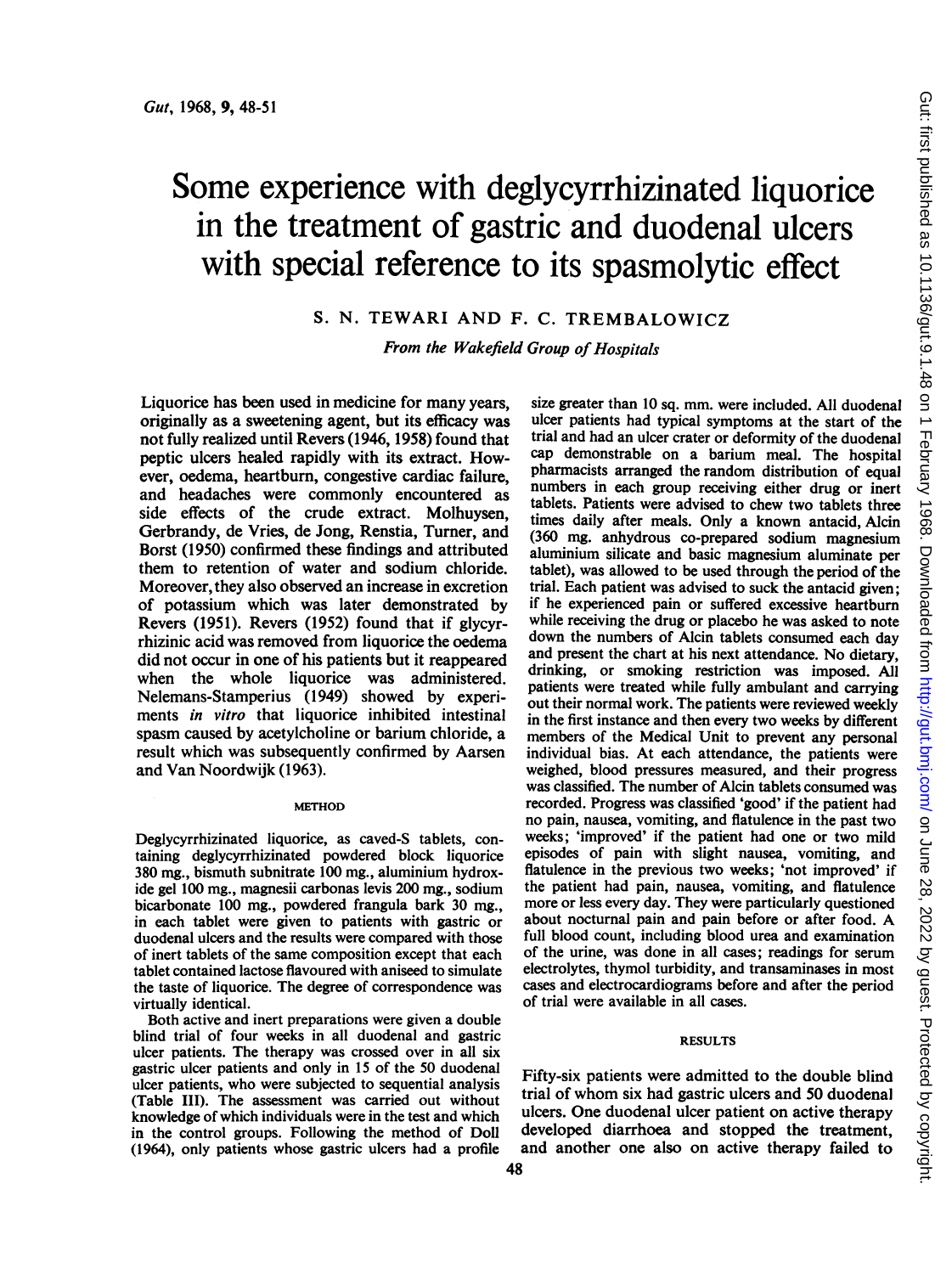# Some experience with deglycyrrhizinated liquorice in the treatment of gastric and duodenal ulcers with special reference to its spasmolytic effect

S. N. TEWARI AND F. C. TREMBALOWICZ

*From the Wakefield Group of Hospitals*

Liquorice has been used in medicine for many years, originally as a sweetening agent, but its efficacy was not fully realized until Revers (1946, 1958) found that peptic ulcers healed rapidly with its extract. However, oedema, heartburn, congestive cardiac failure, and headaches were commonly encountered as side effects of the crude extract. Molhuysen, Gerbrandy, de Vries, de Jong, Renstia, Turner, and Borst (1950) confirmed these findings and attributed them to retention of water and sodium chloride. Moreover, they also observed an increase in excretion of potassium which was later demonstrated by Revers (1951). Revers (1952) found that if glycyrrhizinic acid was removed from liquorice the oedema did not occur in one of his patients but it reappeared when the whole liquorice was administered. Nelemans-Stamperius (1949) showed by experiments *in vitro* that liquorice inhibited intestinal spasm caused by acetylcholine or barium chloride, a result which was subsequently confirmed by Aarsen and Van Noordwijk (1963).

## METHOD

Deglycyrrhizinated liquorice, as caved-S tablets, containing deglycyrrhizinated powdered block liquorice 380 mg., bismuth subnitrate 100 mg., aluminium hydroxide gel 100 mg., magnesii carbonas levis 200 mg., sodium bicarbonate 100 mg., powdered frangula bark 30 mg., in each tablet were given to patients with gastric or duodenal ulcers and the results were compared with those of inert tablets of the same composition except that each tablet contained lactose flavoured with aniseed to simulate the taste of liquorice. The degree of correspondence was virtually identical.

Both active and inert preparations were given a double blind trial of four weeks in all duodenal and gastric ulcer patients. The therapy was crossed over in all six gastric ulcer patients and only in 15 of the 50 duodenal ulcer patients, who were subjected to sequential analysis (Table III). The assessment was carried out without knowledge of which individuals were in the test and which in the control groups. Following the method of Doll (1964), only patients whose gastric ulcers had a profile size greater than 10 sq. mm. were included. All duodenal ulcer patients had typical symptoms at the start of the trial and had an ulcer crater or deformity of the duodenal cap demonstrable on a barium meal. The hospital pharmacists arranged the random distribution of equal numbers in each group receiving either drug or inert tablets. Patients were advised to chew two tablets three times daily after meals. Only a known antacid, Alcin (360 mg. anhydrous co-prepared sodium magnesium aluminium silicate and basic magnesium aluminate per tablet), was allowed to be used through the period of the trial. Each patient was advised to suck the antacid given; if he experienced pain or suffered excessive heartburn while receiving the drug or placebo he was asked to note down the numbers of Alcin tablets consumed each day and present the chart at his next attendance. No dietary, drinking, or smoking restriction was imposed. All patients were treated while fully ambulant and carrying out their normal work. The patients were reviewed weekly in the first instance and then every two weeks by different members of the Medical Unit to prevent any personal individual bias. At each attendance, the patients were weighed, blood pressures measured, and their progress was classified. The number of Alcin tablets consumed was recorded. Progress was classified 'good' if the patient had no pain, nausea, vomiting, and flatulence in the past two weeks; 'improved' if the patient had one or two mild episodes of pain with slight nausea, vomiting, and flatulence in the previous two weeks; 'not improved' if the patient had pain, nausea, vomiting, and flatulence more or less every day. They were particularly questioned about nocturnal pain and pain before or after food. A full blood count, including blood urea and examination of the urine, was done in all cases; readings for serum electrolytes, thymol turbidity, and transaminases in most cases and electrocardiograms before and after the period of trial were available in all cases.

## RESULTS

Fifty-six patients were admitted to the double blind trial of whom six had gastric ulcers and 50 duodenal ulcers. One duodenal ulcer patient on active therapy developed diarrhoea and stopped the treatment, and another one also on active therapy failed to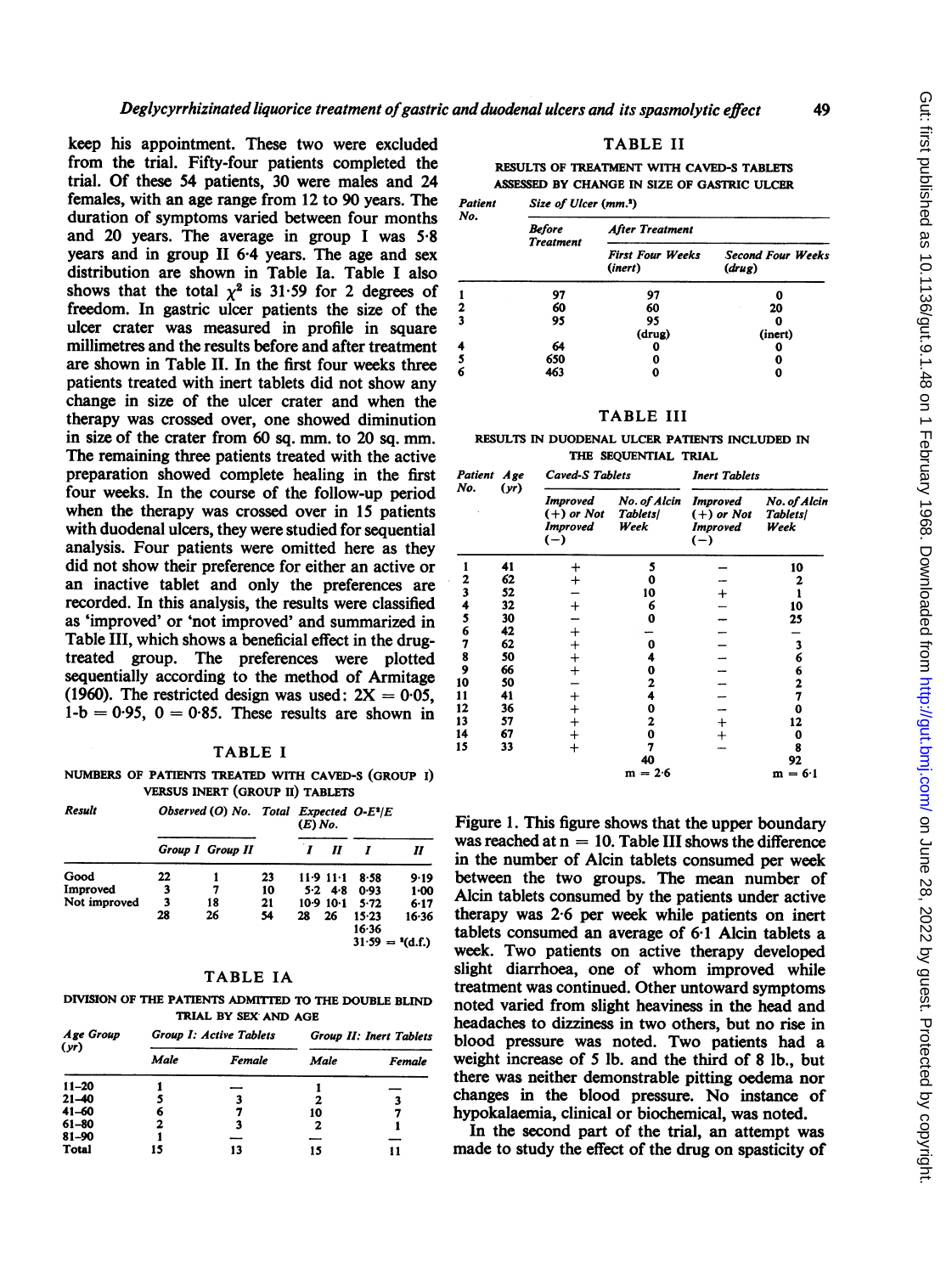keep his appointment. These two were excluded from the trial. Fifty-four patients completed the trial. Of these 54 patients, 30 were males and 24 females, with an age range from 12 to 90 years. The duration of symptoms varied between four months and 20 years. The average in group I was 5·8 years and in group II 6·4 years. The age and sex distribution are shown in Table Ia. Table I also shows that the total $\chi^2$ is 31·59 for 2 degrees of freedom. In gastric ulcer patients the size of the ulcer crater was measured in profile in square millimetres and the results before and after treatment are shown in Table II. In the first four weeks three patients treated with inert tablets did not show any change in size of the ulcer crater and when the therapy was crossed over, one showed diminution in size of the crater from 60 sq. mm. to 20 sq. mm. The remaining three patients treated with the active preparation showed complete healing in the first four weeks. In the course of the follow-up period when the therapy was crossed over in 15 patients with duodenal ulcers, they were studied for sequential analysis. Four patients were omitted here as they did not show their preference for either an active or an inactive tablet and only the preferences are recorded. In this analysis, the results were classified as 'improved' or 'not improved' and summarized in Table III, which shows a beneficial effect in the drug-treated group. The preferences were plotted sequentially according to the method of Armitage (1960). The restricted design was used: $2X = 0{\cdot}05$, $1\text{-}b = 0{\cdot}95$, $0 = 0{\cdot}85$. These results are shown in Figure 1. This figure shows that the upper boundary was reached at $n = 10$. Table III shows the difference in the number of Alcin tablets consumed per week between the two groups. The mean number of Alcin tablets consumed by the patients under active therapy was 2·6 per week while patients on inert tablets consumed an average of 6·1 Alcin tablets a week. Two patients on active therapy developed slight diarrhoea, one of whom improved while treatment was continued. Other untoward symptoms noted varied from slight heaviness in the head and headaches to dizziness in two others, but no rise in blood pressure was noted. Two patients had a weight increase of 5 lb. and the third of 8 lb., but there was neither demonstrable pitting oedema nor changes in the blood pressure. No instance of hypokalaemia, clinical or biochemical, was noted.

In the second part of the trial, an attempt was made to study the effect of the drug on spasticity of

TABLE I

NUMBERS OF PATIENTS TREATED WITH CAVED-S (GROUP I) VERSUS INERT (GROUP II) TABLETS

| Result | Observed (O) No. | | Total | Expected (E) No. | | O-E²/E | |
|---|---|---|---|---|---|---|---|
| | Group I | Group II | | I | II | I | II |
| Good | 22 | 1 | 23 | 11·9 | 11·1 | 8·58 | 9·19 |
| Improved | 3 | 7 | 10 | 5·2 | 4·8 | 0·93 | 1·00 |
| Not improved | 3 | 18 | 21 | 10·9 | 10·1 | 5·72 | 6·17 |
| | 28 | 26 | 54 | 28 | 26 | 15·23 | 16·36 |
| | | | | | | 16·36 | |
| | | | | | | 31·59 = ²(d.f.) | |

TABLE IA

DIVISION OF THE PATIENTS ADMITTED TO THE DOUBLE BLIND TRIAL BY SEX AND AGE

| Age Group (yr) | Group I: Active Tablets | | Group II: Inert Tablets | |
|---|---|---|---|---|
| | Male | Female | Male | Female |
| 11–20 | 1 | — | 1 | — |
| 21–40 | 5 | 3 | 2 | 3 |
| 41–60 | 6 | 7 | 10 | 7 |
| 61–80 | 2 | 3 | 2 | 1 |
| 81–90 | 1 | — | — | — |
| Total | 15 | 13 | 15 | 11 |

TABLE II

RESULTS OF TREATMENT WITH CAVED-S TABLETS ASSESSED BY CHANGE IN SIZE OF GASTRIC ULCER

| Patient No. | Size of Ulcer (mm.²) | | |
|---|---|---|---|
| | Before Treatment | After Treatment | |
| | | First Four Weeks (inert) | Second Four Weeks (drug) |
| 1 | 97 | 97 | 0 |
| 2 | 60 | 60 | 20 |
| 3 | 95 | 95 | 0 |
| | | (drug) | (inert) |
| 4 | 64 | 0 | 0 |
| 5 | 650 | 0 | 0 |
| 6 | 463 | 0 | 0 |

TABLE III

RESULTS IN DUODENAL ULCER PATIENTS INCLUDED IN THE SEQUENTIAL TRIAL

| Patient No. | Age (yr) | Caved-S Tablets | | Inert Tablets | |
|---|---|---|---|---|---|
| | | Improved (+) or Not Improved (−) | No. of Alcin Tablets/ Week | Improved (+) or Not Improved (−) | No. of Alcin Tablets/ Week |
| 1 | 41 | + | 5 | − | 10 |
| 2 | 62 | + | 0 | − | 2 |
| 3 | 52 | − | 10 | + | 1 |
| 4 | 32 | + | 6 | − | 10 |
| 5 | 30 | − | 0 | − | 25 |
| 6 | 42 | + | — | − | — |
| 7 | 62 | + | 0 | − | 3 |
| 8 | 50 | + | 4 | − | 6 |
| 9 | 66 | + | 0 | − | 6 |
| 10 | 50 | − | 2 | − | 2 |
| 11 | 41 | + | 4 | − | 7 |
| 12 | 36 | + | 0 | − | 0 |
| 13 | 57 | + | 2 | + | 12 |
| 14 | 67 | + | 0 | + | 0 |
| 15 | 33 | + | 7 | − | 8 |
| | | | 40 | | 92 |
| | | | m = 2·6 | | m = 6·1 |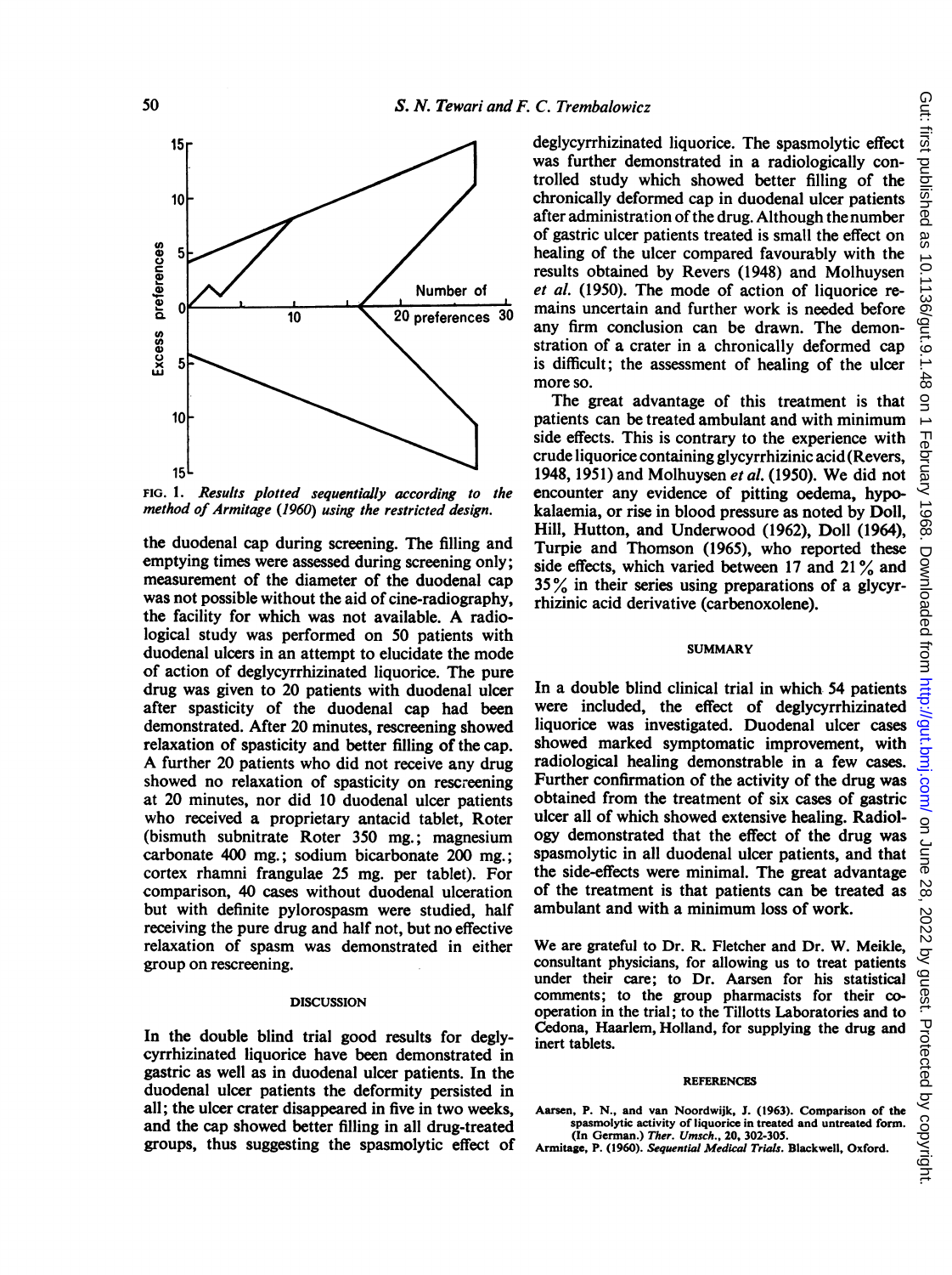FIG. 1. *Results plotted sequentially according to the method of Armitage (1960) using the restricted design.*

the duodenal cap during screening. The filling and emptying times were assessed during screening only; measurement of the diameter of the duodenal cap was not possible without the aid of cine-radiography, the facility for which was not available. A radiological study was performed on 50 patients with duodenal ulcers in an attempt to elucidate the mode of action of deglycyrrhizinated liquorice. The pure drug was given to 20 patients with duodenal ulcer after spasticity of the duodenal cap had been demonstrated. After 20 minutes, rescreening showed relaxation of spasticity and better filling of the cap. A further 20 patients who did not receive any drug showed no relaxation of spasticity on rescreening at 20 minutes, nor did 10 duodenal ulcer patients who received a proprietary antacid tablet, Roter (bismuth subnitrate Roter 350 mg.; magnesium carbonate 400 mg.; sodium bicarbonate 200 mg.; cortex rhamni frangulae 25 mg. per tablet). For comparison, 40 cases without duodenal ulceration but with definite pylorospasm were studied, half receiving the pure drug and half not, but no effective relaxation of spasm was demonstrated in either group on rescreening.

## DISCUSSION

In the double blind trial good results for deglycyrrhizinated liquorice have been demonstrated in gastric as well as in duodenal ulcer patients. In the duodenal ulcer patients the deformity persisted in all; the ulcer crater disappeared in five in two weeks, and the cap showed better filling in all drug-treated groups, thus suggesting the spasmolytic effect of deglycyrrhizinated liquorice. The spasmolytic effect was further demonstrated in a radiologically controlled study which showed better filling of the chronically deformed cap in duodenal ulcer patients after administration of the drug. Although the number of gastric ulcer patients treated is small the effect on healing of the ulcer compared favourably with the results obtained by Revers (1948) and Molhuysen *et al.* (1950). The mode of action of liquorice remains uncertain and further work is needed before any firm conclusion can be drawn. The demonstration of a crater in a chronically deformed cap is difficult; the assessment of healing of the ulcer more so.

The great advantage of this treatment is that patients can be treated ambulant and with minimum side effects. This is contrary to the experience with crude liquorice containing glycyrrhizinic acid (Revers, 1948, 1951) and Molhuysen *et al.* (1950). We did not encounter any evidence of pitting oedema, hypokalaemia, or rise in blood pressure as noted by Doll, Hill, Hutton, and Underwood (1962), Doll (1964), Turpie and Thomson (1965), who reported these side effects, which varied between 17 and 21% and 35% in their series using preparations of a glycyrrhizinic acid derivative (carbenoxolene).

## SUMMARY

In a double blind clinical trial in which 54 patients were included, the effect of deglycyrrhizinated liquorice was investigated. Duodenal ulcer cases showed marked symptomatic improvement, with radiological healing demonstrable in a few cases. Further confirmation of the activity of the drug was obtained from the treatment of six cases of gastric ulcer all of which showed extensive healing. Radiology demonstrated that the effect of the drug was spasmolytic in all duodenal ulcer patients, and that the side-effects were minimal. The great advantage of the treatment is that patients can be treated as ambulant and with a minimum loss of work.

We are grateful to Dr. R. Fletcher and Dr. W. Meikle, consultant physicians, for allowing us to treat patients under their care; to Dr. Aarsen for his statistical comments; to the group pharmacists for their co-operation in the trial; to the Tillotts Laboratories and to Cedona, Haarlem, Holland, for supplying the drug and inert tablets.

## REFERENCES

Aarsen, P. N., and van Noordwijk, J. (1963). Comparison of the spasmolytic activity of liquorice in treated and untreated form. (In German.) *Ther. Umsch.*, 20, 302-305.

Armitage, P. (1960). *Sequential Medical Trials.* Blackwell, Oxford.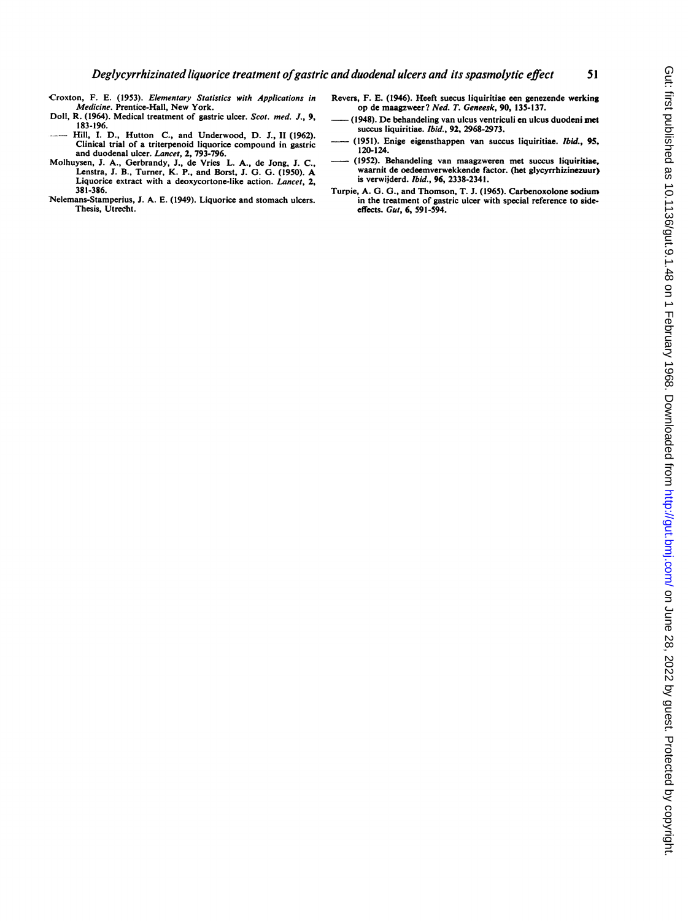Croxton, F. E. (1953). *Elementary Statistics with Applications in Medicine*. Prentice-Hall, New York.

Doll, R. (1964). Medical treatment of gastric ulcer. *Scot. med. J.*, **9**, 183-196.

—— Hill, I. D., Hutton C., and Underwood, D. J., II (1962). Clinical trial of a triterpenoid liquorice compound in gastric and duodenal ulcer. *Lancet*, **2**, 793-796.

Molhuysen, J. A., Gerbrandy, J., de Vries L. A., de Jong, J. C., Lenstra, J. B., Turner, K. P., and Borst, J. G. G. (1950). A Liquorice extract with a deoxycortone-like action. *Lancet*, **2**, 381-386.

Nelemans-Stamperius, J. A. E. (1949). Liquorice and stomach ulcers. Thesis, Utrecht.

Revers, F. E. (1946). Heeft suecus liquiritiae een genezende werking op de maagzweer? *Ned. T. Geneesk*, **90**, 135-137.

—— (1948). De behandeling van ulcus ventriculi en ulcus duodeni met succus liquiritiae. *Ibid.*, **92**, 2968-2973.

—— (1951). Enige eigensthappen van succus liquiritiae. *Ibid.*, **95**, 120-124.

—— (1952). Behandeling van maagzweren met succus liquiritiae, waarnit de oedeemverwekkende factor. (het glycyrrhizinezuur) is verwijderd. *Ibid.*, **96**, 2338-2341.

Turpie, A. G. G., and Thomson, T. J. (1965). Carbenoxolone sodium in the treatment of gastric ulcer with special reference to side-effects. *Gut*, **6**, 591-594.